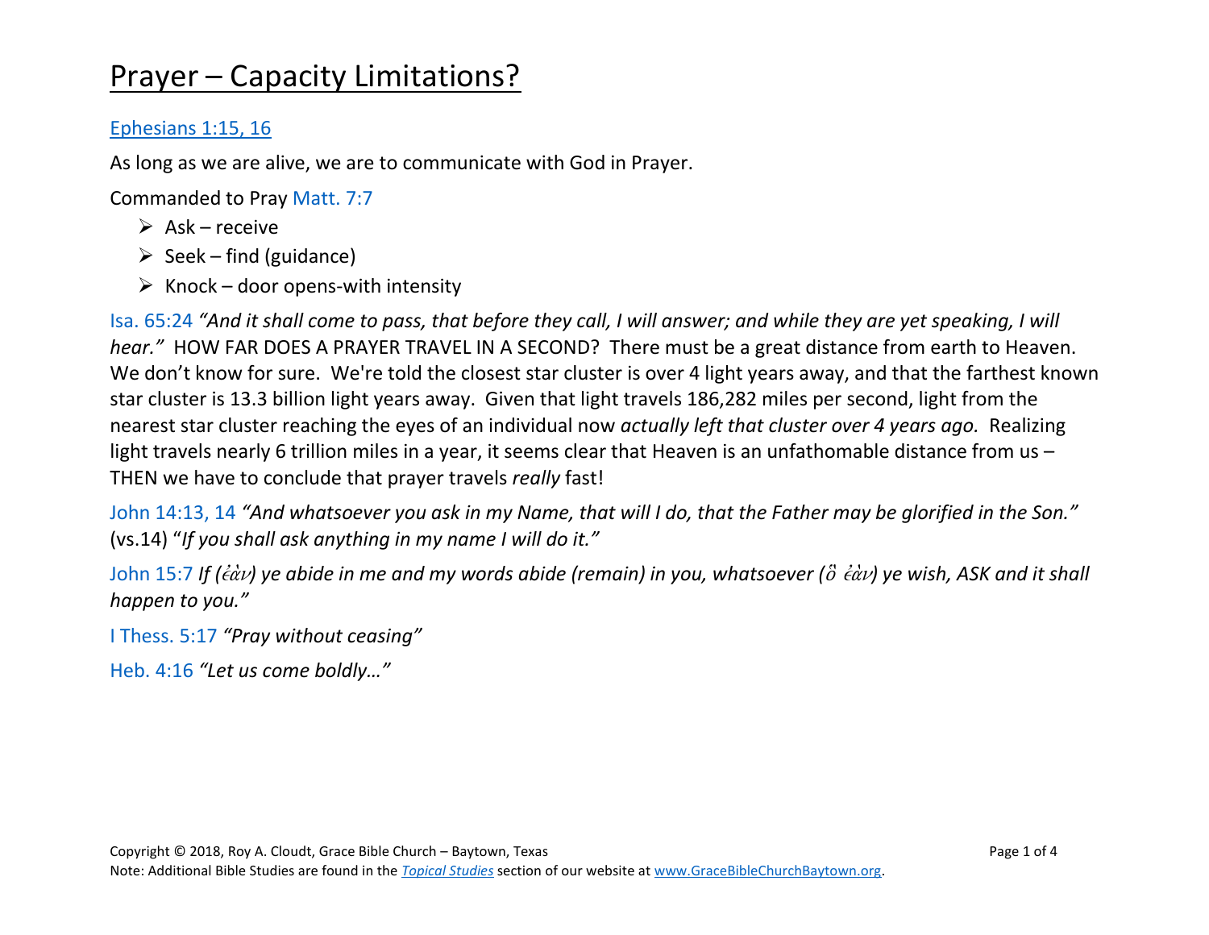# Prayer – Capacity Limitations?

Ephesians 1:15, 16

As long as we are alive, we are to communicate with God in Prayer.

Commanded to Pray Matt. 7:7

- Ask – receive
- Seek – find (guidance)
- Knock – door opens-with intensity

Isa. 65:24 *"And it shall come to pass, that before they call, I will answer; and while they are yet speaking, I will hear."* HOW FAR DOES A PRAYER TRAVEL IN A SECOND? There must be a great distance from earth to Heaven. We don't know for sure. We're told the closest star cluster is over 4 light years away, and that the farthest known star cluster is 13.3 billion light years away. Given that light travels 186,282 miles per second, light from the nearest star cluster reaching the eyes of an individual now *actually left that cluster over 4 years ago.* Realizing light travels nearly 6 trillion miles in a year, it seems clear that Heaven is an unfathomable distance from us – THEN we have to conclude that prayer travels *really* fast!

John 14:13, 14 *"And whatsoever you ask in my Name, that will I do, that the Father may be glorified in the Son."* (vs.14) "*If you shall ask anything in my name I will do it."*

John 15:7 *If (ἐὰν) ye abide in me and my words abide (remain) in you, whatsoever (ὃ ἐὰν) ye wish, ASK and it shall happen to you."*

I Thess. 5:17 *"Pray without ceasing"*

Heb. 4:16 *"Let us come boldly…"*

Copyright © 2018, Roy A. Cloudt, Grace Bible Church – Baytown, Texas

Note: Additional Bible Studies are found in the *Topical Studies* section of our website at www.GraceBibleChurchBaytown.org.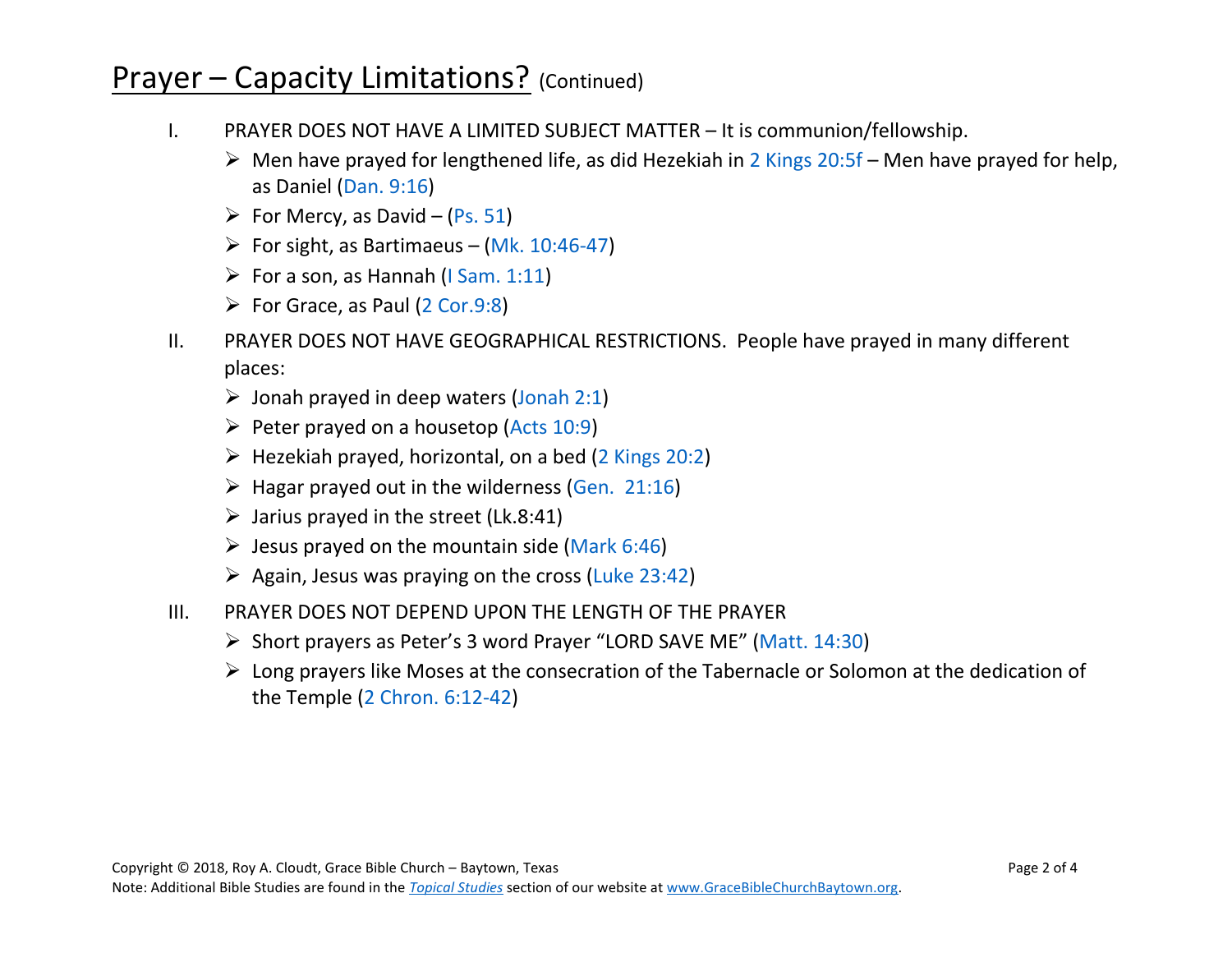# Prayer – Capacity Limitations? (Continued)

I. PRAYER DOES NOT HAVE A LIMITED SUBJECT MATTER – It is communion/fellowship.

- Men have prayed for lengthened life, as did Hezekiah in 2 Kings 20:5f – Men have prayed for help, as Daniel (Dan. 9:16)
- For Mercy, as David – (Ps. 51)
- For sight, as Bartimaeus – (Mk. 10:46-47)
- For a son, as Hannah (I Sam. 1:11)
- For Grace, as Paul (2 Cor.9:8)

II. PRAYER DOES NOT HAVE GEOGRAPHICAL RESTRICTIONS. People have prayed in many different places:

- Jonah prayed in deep waters (Jonah 2:1)
- Peter prayed on a housetop (Acts 10:9)
- Hezekiah prayed, horizontal, on a bed (2 Kings 20:2)
- Hagar prayed out in the wilderness (Gen. 21:16)
- Jarius prayed in the street (Lk.8:41)
- Jesus prayed on the mountain side (Mark 6:46)
- Again, Jesus was praying on the cross (Luke 23:42)

III. PRAYER DOES NOT DEPEND UPON THE LENGTH OF THE PRAYER

- Short prayers as Peter's 3 word Prayer "LORD SAVE ME" (Matt. 14:30)
- Long prayers like Moses at the consecration of the Tabernacle or Solomon at the dedication of the Temple (2 Chron. 6:12-42)

Copyright © 2018, Roy A. Cloudt, Grace Bible Church – Baytown, Texas

Note: Additional Bible Studies are found in the *Topical Studies* section of our website at www.GraceBibleChurchBaytown.org.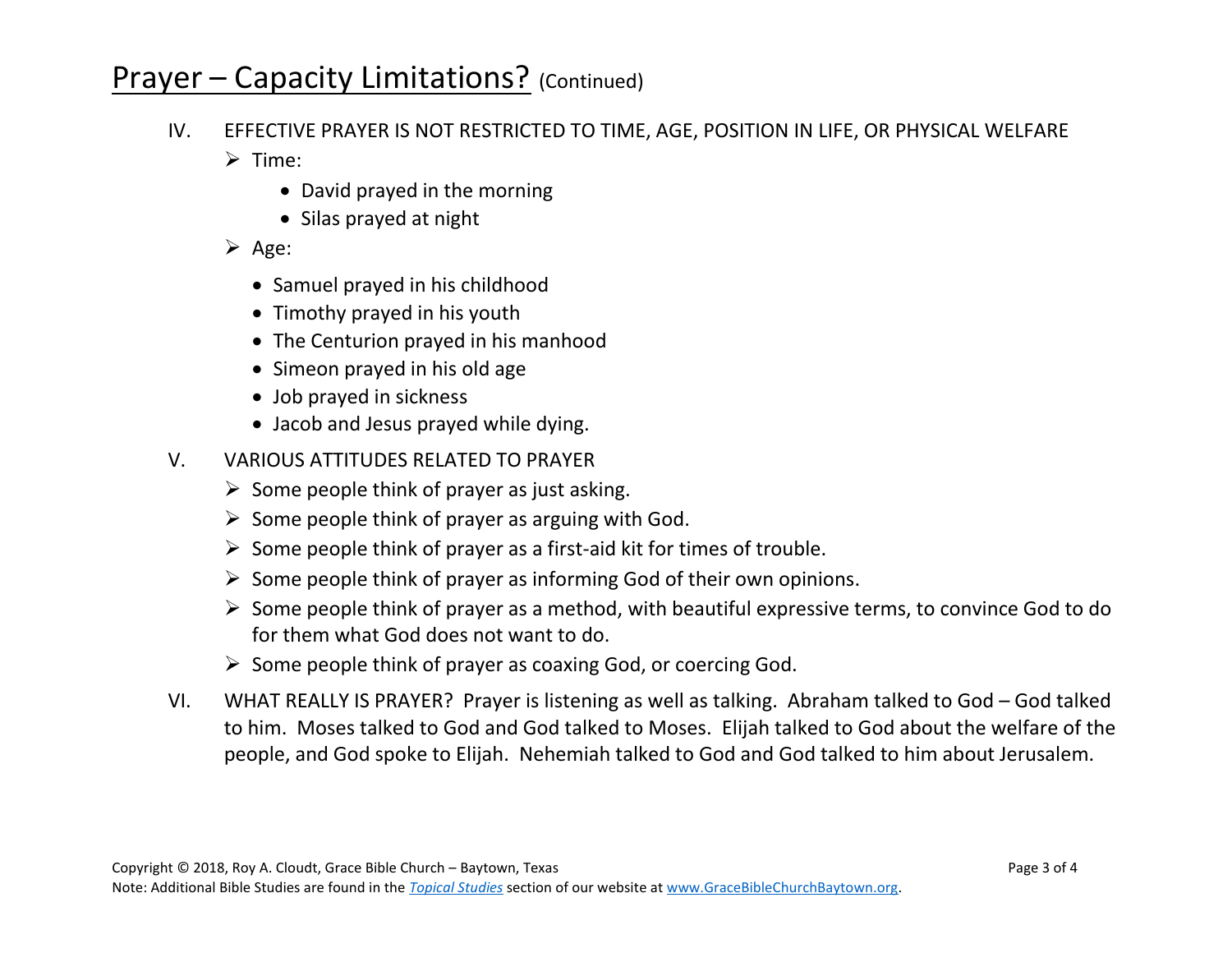# Prayer – Capacity Limitations? (Continued)

IV. EFFECTIVE PRAYER IS NOT RESTRICTED TO TIME, AGE, POSITION IN LIFE, OR PHYSICAL WELFARE

- Time:
  - David prayed in the morning
  - Silas prayed at night
- Age:
  - Samuel prayed in his childhood
  - Timothy prayed in his youth
  - The Centurion prayed in his manhood
  - Simeon prayed in his old age
  - Job prayed in sickness
  - Jacob and Jesus prayed while dying.

V. VARIOUS ATTITUDES RELATED TO PRAYER

- Some people think of prayer as just asking.
- Some people think of prayer as arguing with God.
- Some people think of prayer as a first-aid kit for times of trouble.
- Some people think of prayer as informing God of their own opinions.
- Some people think of prayer as a method, with beautiful expressive terms, to convince God to do for them what God does not want to do.
- Some people think of prayer as coaxing God, or coercing God.

VI. WHAT REALLY IS PRAYER? Prayer is listening as well as talking. Abraham talked to God – God talked to him. Moses talked to God and God talked to Moses. Elijah talked to God about the welfare of the people, and God spoke to Elijah. Nehemiah talked to God and God talked to him about Jerusalem.

Copyright © 2018, Roy A. Cloudt, Grace Bible Church – Baytown, Texas
Note: Additional Bible Studies are found in the *Topical Studies* section of our website at www.GraceBibleChurchBaytown.org.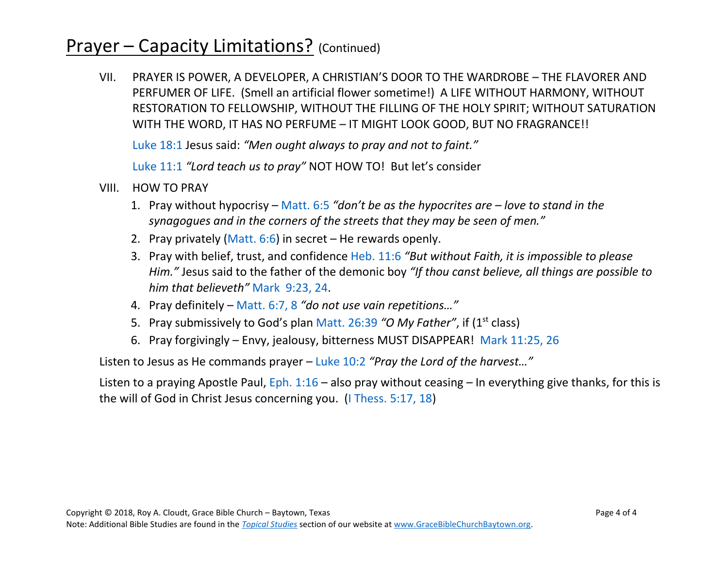# Prayer – Capacity Limitations? (Continued)

VII. PRAYER IS POWER, A DEVELOPER, A CHRISTIAN'S DOOR TO THE WARDROBE – THE FLAVORER AND PERFUMER OF LIFE. (Smell an artificial flower sometime!) A LIFE WITHOUT HARMONY, WITHOUT RESTORATION TO FELLOWSHIP, WITHOUT THE FILLING OF THE HOLY SPIRIT; WITHOUT SATURATION WITH THE WORD, IT HAS NO PERFUME – IT MIGHT LOOK GOOD, BUT NO FRAGRANCE!!

Luke 18:1 Jesus said: *"Men ought always to pray and not to faint."*

Luke 11:1 *"Lord teach us to pray"* NOT HOW TO! But let's consider

VIII. HOW TO PRAY

1. Pray without hypocrisy – Matt. 6:5 *"don't be as the hypocrites are – love to stand in the synagogues and in the corners of the streets that they may be seen of men."*
2. Pray privately (Matt. 6:6) in secret – He rewards openly.
3. Pray with belief, trust, and confidence Heb. 11:6 *"But without Faith, it is impossible to please Him."* Jesus said to the father of the demonic boy *"If thou canst believe, all things are possible to him that believeth"* Mark 9:23, 24.
4. Pray definitely – Matt. 6:7, 8 *"do not use vain repetitions…"*
5. Pray submissively to God's plan Matt. 26:39 *"O My Father"*, if (1st class)
6. Pray forgivingly – Envy, jealousy, bitterness MUST DISAPPEAR! Mark 11:25, 26

Listen to Jesus as He commands prayer – Luke 10:2 *"Pray the Lord of the harvest…"*

Listen to a praying Apostle Paul, Eph. 1:16 – also pray without ceasing – In everything give thanks, for this is the will of God in Christ Jesus concerning you. (I Thess. 5:17, 18)

Copyright © 2018, Roy A. Cloudt, Grace Bible Church – Baytown, Texas

Note: Additional Bible Studies are found in the *Topical Studies* section of our website at www.GraceBibleChurchBaytown.org.